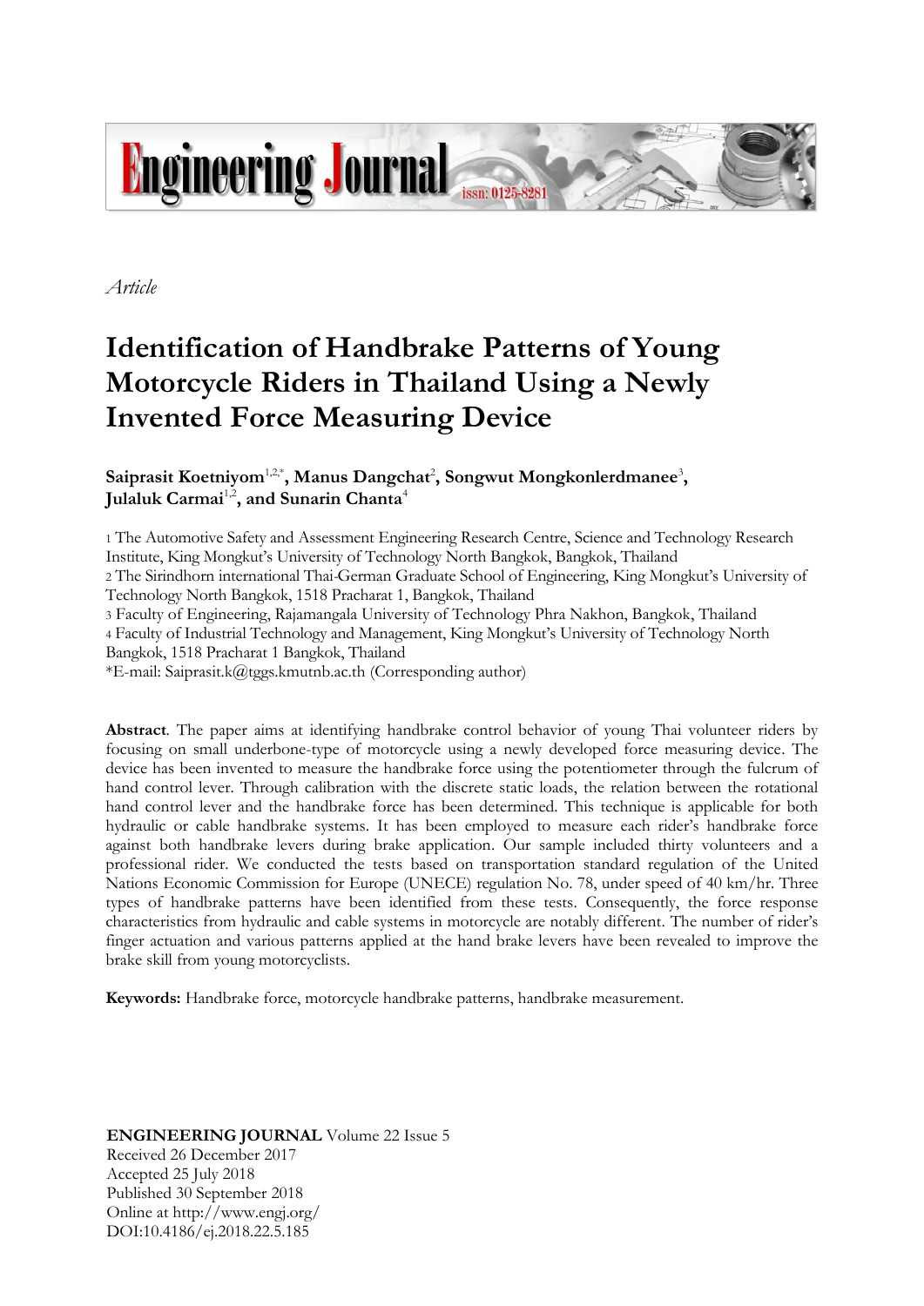*Article*

# Identification of Handbrake Patterns of Young Motorcycle Riders in Thailand Using a Newly Invented Force Measuring Device

**Saiprasit Koetniyom**[1,2,*], **Manus Dangchat**[2], **Songwut Mongkonlerdmanee**[3], **Julaluk Carmai**[1,2], **and Sunarin Chanta**[4]

1 The Automotive Safety and Assessment Engineering Research Centre, Science and Technology Research Institute, King Mongkut's University of Technology North Bangkok, Bangkok, Thailand
2 The Sirindhorn international Thai-German Graduate School of Engineering, King Mongkut's University of Technology North Bangkok, 1518 Pracharat 1, Bangkok, Thailand
3 Faculty of Engineering, Rajamangala University of Technology Phra Nakhon, Bangkok, Thailand
4 Faculty of Industrial Technology and Management, King Mongkut's University of Technology North Bangkok, 1518 Pracharat 1 Bangkok, Thailand
*E-mail: Saiprasit.k@tggs.kmutnb.ac.th (Corresponding author)

**Abstract**. The paper aims at identifying handbrake control behavior of young Thai volunteer riders by focusing on small underbone-type of motorcycle using a newly developed force measuring device. The device has been invented to measure the handbrake force using the potentiometer through the fulcrum of hand control lever. Through calibration with the discrete static loads, the relation between the rotational hand control lever and the handbrake force has been determined. This technique is applicable for both hydraulic or cable handbrake systems. It has been employed to measure each rider's handbrake force against both handbrake levers during brake application. Our sample included thirty volunteers and a professional rider. We conducted the tests based on transportation standard regulation of the United Nations Economic Commission for Europe (UNECE) regulation No. 78, under speed of 40 km/hr. Three types of handbrake patterns have been identified from these tests. Consequently, the force response characteristics from hydraulic and cable systems in motorcycle are notably different. The number of rider's finger actuation and various patterns applied at the hand brake levers have been revealed to improve the brake skill from young motorcyclists.

**Keywords:** Handbrake force, motorcycle handbrake patterns, handbrake measurement.

**ENGINEERING JOURNAL** Volume 22 Issue 5
Received 26 December 2017
Accepted 25 July 2018
Published 30 September 2018
Online at http://www.engj.org/
DOI:10.4186/ej.2018.22.5.185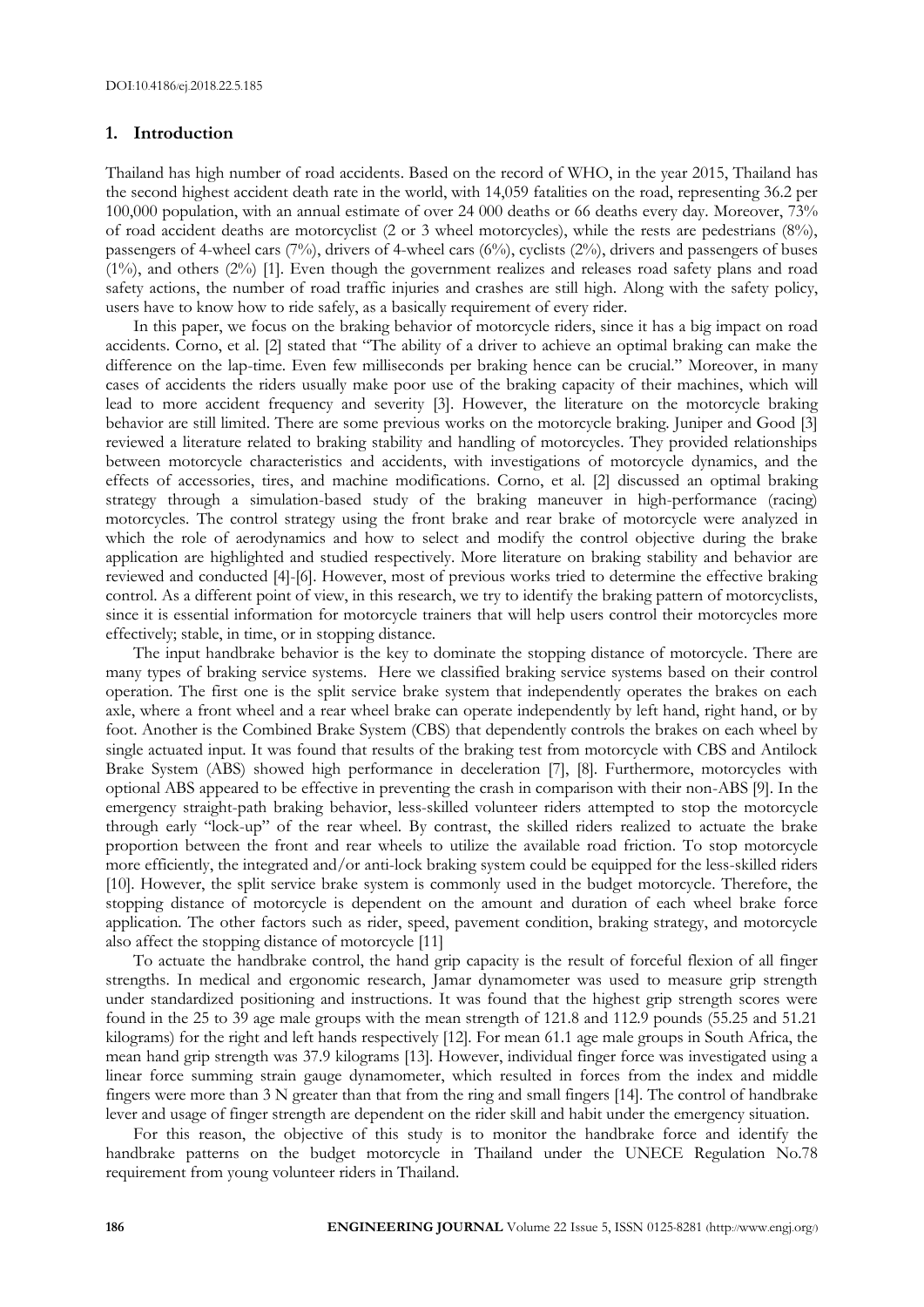## 1. Introduction

Thailand has high number of road accidents. Based on the record of WHO, in the year 2015, Thailand has the second highest accident death rate in the world, with 14,059 fatalities on the road, representing 36.2 per 100,000 population, with an annual estimate of over 24 000 deaths or 66 deaths every day. Moreover, 73% of road accident deaths are motorcyclist (2 or 3 wheel motorcycles), while the rests are pedestrians (8%), passengers of 4-wheel cars (7%), drivers of 4-wheel cars (6%), cyclists (2%), drivers and passengers of buses (1%), and others (2%) [1]. Even though the government realizes and releases road safety plans and road safety actions, the number of road traffic injuries and crashes are still high. Along with the safety policy, users have to know how to ride safely, as a basically requirement of every rider.

In this paper, we focus on the braking behavior of motorcycle riders, since it has a big impact on road accidents. Corno, et al. [2] stated that "The ability of a driver to achieve an optimal braking can make the difference on the lap-time. Even few milliseconds per braking hence can be crucial." Moreover, in many cases of accidents the riders usually make poor use of the braking capacity of their machines, which will lead to more accident frequency and severity [3]. However, the literature on the motorcycle braking behavior are still limited. There are some previous works on the motorcycle braking. Juniper and Good [3] reviewed a literature related to braking stability and handling of motorcycles. They provided relationships between motorcycle characteristics and accidents, with investigations of motorcycle dynamics, and the effects of accessories, tires, and machine modifications. Corno, et al. [2] discussed an optimal braking strategy through a simulation-based study of the braking maneuver in high-performance (racing) motorcycles. The control strategy using the front brake and rear brake of motorcycle were analyzed in which the role of aerodynamics and how to select and modify the control objective during the brake application are highlighted and studied respectively. More literature on braking stability and behavior are reviewed and conducted [4]-[6]. However, most of previous works tried to determine the effective braking control. As a different point of view, in this research, we try to identify the braking pattern of motorcyclists, since it is essential information for motorcycle trainers that will help users control their motorcycles more effectively; stable, in time, or in stopping distance.

The input handbrake behavior is the key to dominate the stopping distance of motorcycle. There are many types of braking service systems. Here we classified braking service systems based on their control operation. The first one is the split service brake system that independently operates the brakes on each axle, where a front wheel and a rear wheel brake can operate independently by left hand, right hand, or by foot. Another is the Combined Brake System (CBS) that dependently controls the brakes on each wheel by single actuated input. It was found that results of the braking test from motorcycle with CBS and Antilock Brake System (ABS) showed high performance in deceleration [7], [8]. Furthermore, motorcycles with optional ABS appeared to be effective in preventing the crash in comparison with their non-ABS [9]. In the emergency straight-path braking behavior, less-skilled volunteer riders attempted to stop the motorcycle through early "lock-up" of the rear wheel. By contrast, the skilled riders realized to actuate the brake proportion between the front and rear wheels to utilize the available road friction. To stop motorcycle more efficiently, the integrated and/or anti-lock braking system could be equipped for the less-skilled riders [10]. However, the split service brake system is commonly used in the budget motorcycle. Therefore, the stopping distance of motorcycle is dependent on the amount and duration of each wheel brake force application. The other factors such as rider, speed, pavement condition, braking strategy, and motorcycle also affect the stopping distance of motorcycle [11]

To actuate the handbrake control, the hand grip capacity is the result of forceful flexion of all finger strengths. In medical and ergonomic research, Jamar dynamometer was used to measure grip strength under standardized positioning and instructions. It was found that the highest grip strength scores were found in the 25 to 39 age male groups with the mean strength of 121.8 and 112.9 pounds (55.25 and 51.21 kilograms) for the right and left hands respectively [12]. For mean 61.1 age male groups in South Africa, the mean hand grip strength was 37.9 kilograms [13]. However, individual finger force was investigated using a linear force summing strain gauge dynamometer, which resulted in forces from the index and middle fingers were more than 3 N greater than that from the ring and small fingers [14]. The control of handbrake lever and usage of finger strength are dependent on the rider skill and habit under the emergency situation.

For this reason, the objective of this study is to monitor the handbrake force and identify the handbrake patterns on the budget motorcycle in Thailand under the UNECE Regulation No.78 requirement from young volunteer riders in Thailand.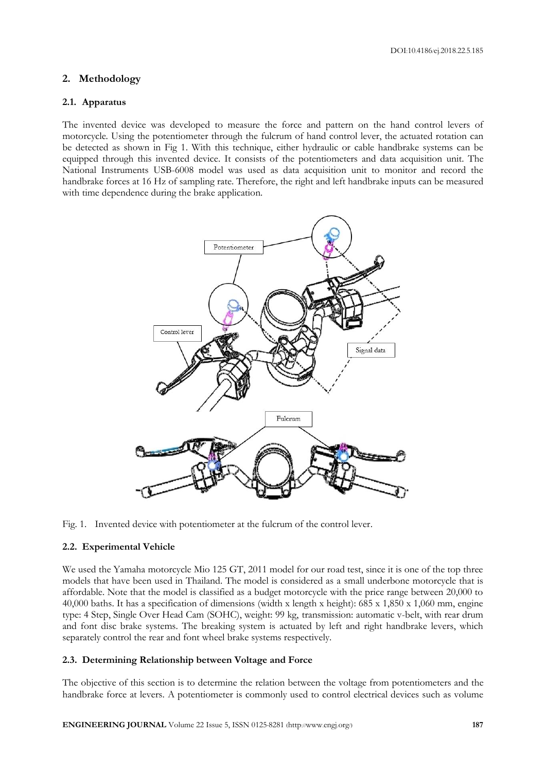## 2. Methodology

### 2.1. Apparatus

The invented device was developed to measure the force and pattern on the hand control levers of motorcycle. Using the potentiometer through the fulcrum of hand control lever, the actuated rotation can be detected as shown in Fig 1. With this technique, either hydraulic or cable handbrake systems can be equipped through this invented device. It consists of the potentiometers and data acquisition unit. The National Instruments USB-6008 model was used as data acquisition unit to monitor and record the handbrake forces at 16 Hz of sampling rate. Therefore, the right and left handbrake inputs can be measured with time dependence during the brake application.

Fig. 1. Invented device with potentiometer at the fulcrum of the control lever.

### 2.2. Experimental Vehicle

We used the Yamaha motorcycle Mio 125 GT, 2011 model for our road test, since it is one of the top three models that have been used in Thailand. The model is considered as a small underbone motorcycle that is affordable. Note that the model is classified as a budget motorcycle with the price range between 20,000 to 40,000 baths. It has a specification of dimensions (width x length x height): 685 x 1,850 x 1,060 mm, engine type: 4 Step, Single Over Head Cam (SOHC), weight: 99 kg, transmission: automatic v-belt, with rear drum and font disc brake systems. The breaking system is actuated by left and right handbrake levers, which separately control the rear and font wheel brake systems respectively.

### 2.3. Determining Relationship between Voltage and Force

The objective of this section is to determine the relation between the voltage from potentiometers and the handbrake force at levers. A potentiometer is commonly used to control electrical devices such as volume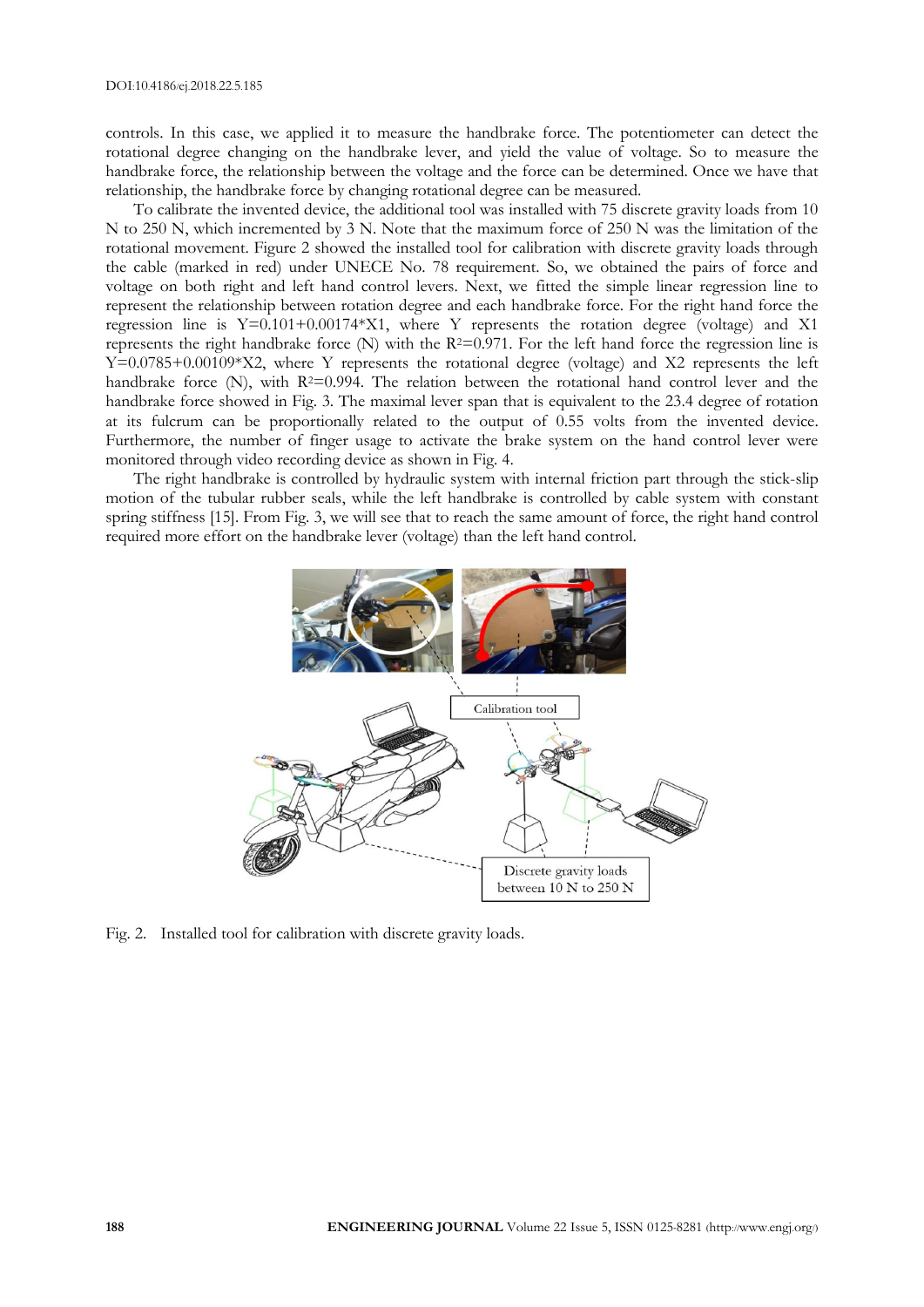controls. In this case, we applied it to measure the handbrake force. The potentiometer can detect the rotational degree changing on the handbrake lever, and yield the value of voltage. So to measure the handbrake force, the relationship between the voltage and the force can be determined. Once we have that relationship, the handbrake force by changing rotational degree can be measured.

To calibrate the invented device, the additional tool was installed with 75 discrete gravity loads from 10 N to 250 N, which incremented by 3 N. Note that the maximum force of 250 N was the limitation of the rotational movement. Figure 2 showed the installed tool for calibration with discrete gravity loads through the cable (marked in red) under UNECE No. 78 requirement. So, we obtained the pairs of force and voltage on both right and left hand control levers. Next, we fitted the simple linear regression line to represent the relationship between rotation degree and each handbrake force. For the right hand force the regression line is $Y=0.101+0.00174*X1$, where Y represents the rotation degree (voltage) and X1 represents the right handbrake force (N) with the $R^2=0.971$. For the left hand force the regression line is $Y=0.0785+0.00109*X2$, where Y represents the rotational degree (voltage) and X2 represents the left handbrake force (N), with $R^2=0.994$. The relation between the rotational hand control lever and the handbrake force showed in Fig. 3. The maximal lever span that is equivalent to the 23.4 degree of rotation at its fulcrum can be proportionally related to the output of 0.55 volts from the invented device. Furthermore, the number of finger usage to activate the brake system on the hand control lever were monitored through video recording device as shown in Fig. 4.

The right handbrake is controlled by hydraulic system with internal friction part through the stick-slip motion of the tubular rubber seals, while the left handbrake is controlled by cable system with constant spring stiffness [15]. From Fig. 3, we will see that to reach the same amount of force, the right hand control required more effort on the handbrake lever (voltage) than the left hand control.

Fig. 2. Installed tool for calibration with discrete gravity loads.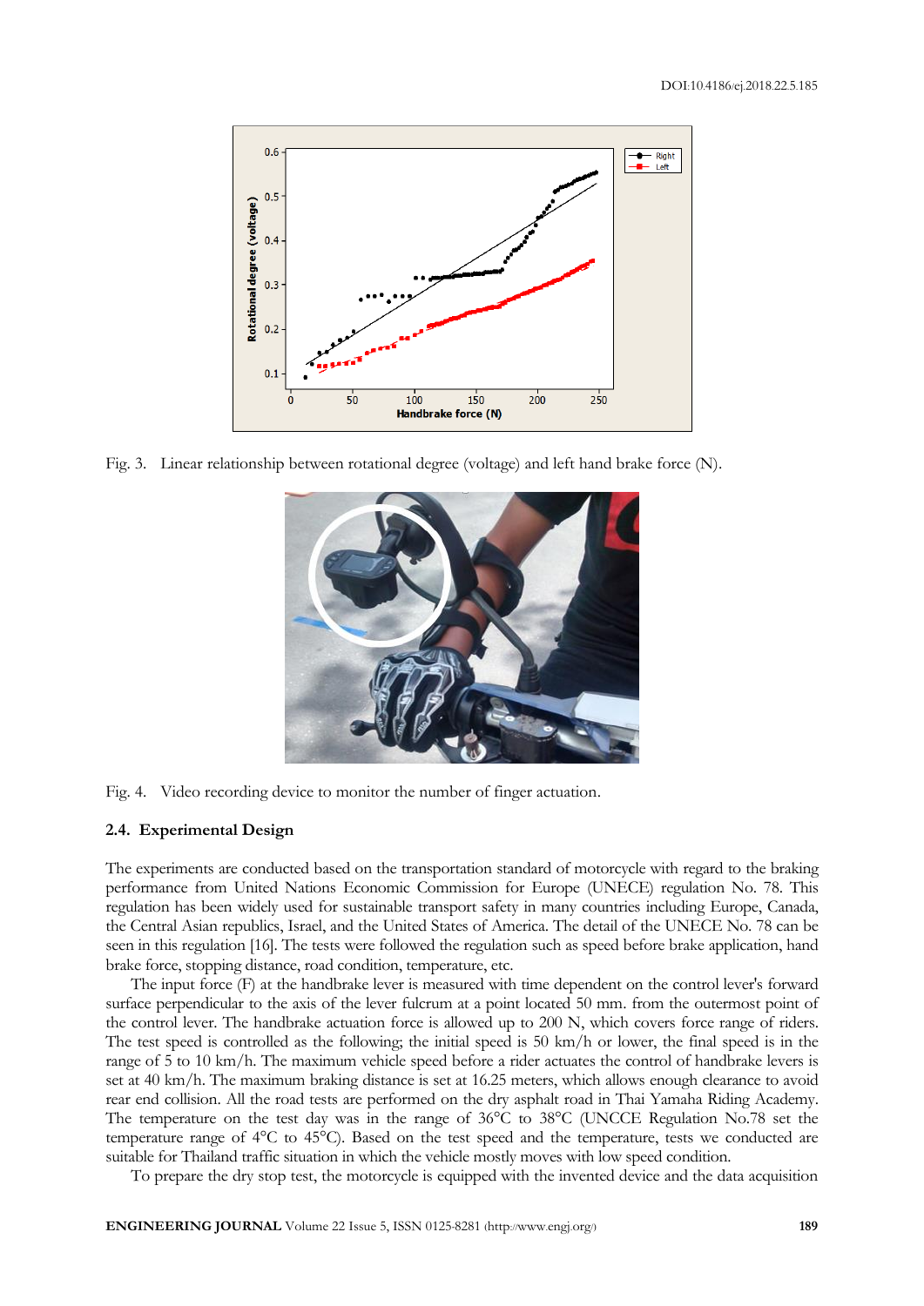Fig. 3. Linear relationship between rotational degree (voltage) and left hand brake force (N).

Fig. 4. Video recording device to monitor the number of finger actuation.

### 2.4. Experimental Design

The experiments are conducted based on the transportation standard of motorcycle with regard to the braking performance from United Nations Economic Commission for Europe (UNECE) regulation No. 78. This regulation has been widely used for sustainable transport safety in many countries including Europe, Canada, the Central Asian republics, Israel, and the United States of America. The detail of the UNECE No. 78 can be seen in this regulation [16]. The tests were followed the regulation such as speed before brake application, hand brake force, stopping distance, road condition, temperature, etc.

The input force (F) at the handbrake lever is measured with time dependent on the control lever's forward surface perpendicular to the axis of the lever fulcrum at a point located 50 mm. from the outermost point of the control lever. The handbrake actuation force is allowed up to 200 N, which covers force range of riders. The test speed is controlled as the following; the initial speed is 50 km/h or lower, the final speed is in the range of 5 to 10 km/h. The maximum vehicle speed before a rider actuates the control of handbrake levers is set at 40 km/h. The maximum braking distance is set at 16.25 meters, which allows enough clearance to avoid rear end collision. All the road tests are performed on the dry asphalt road in Thai Yamaha Riding Academy. The temperature on the test day was in the range of 36°C to 38°C (UNCCE Regulation No.78 set the temperature range of 4°C to 45°C). Based on the test speed and the temperature, tests we conducted are suitable for Thailand traffic situation in which the vehicle mostly moves with low speed condition.

To prepare the dry stop test, the motorcycle is equipped with the invented device and the data acquisition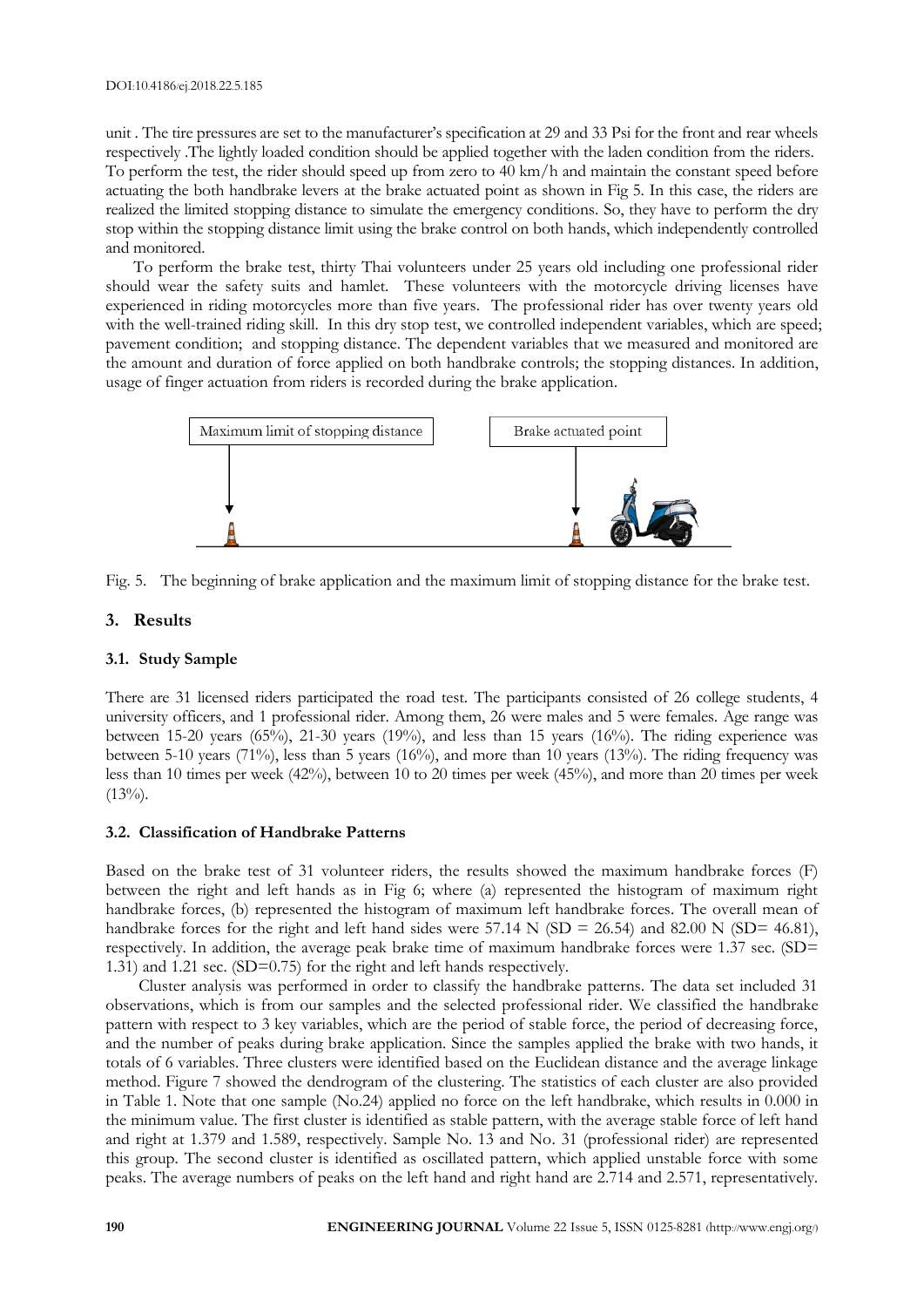unit . The tire pressures are set to the manufacturer's specification at 29 and 33 Psi for the front and rear wheels respectively .The lightly loaded condition should be applied together with the laden condition from the riders. To perform the test, the rider should speed up from zero to 40 km/h and maintain the constant speed before actuating the both handbrake levers at the brake actuated point as shown in Fig 5. In this case, the riders are realized the limited stopping distance to simulate the emergency conditions. So, they have to perform the dry stop within the stopping distance limit using the brake control on both hands, which independently controlled and monitored.

To perform the brake test, thirty Thai volunteers under 25 years old including one professional rider should wear the safety suits and hamlet. These volunteers with the motorcycle driving licenses have experienced in riding motorcycles more than five years. The professional rider has over twenty years old with the well-trained riding skill. In this dry stop test, we controlled independent variables, which are speed; pavement condition; and stopping distance. The dependent variables that we measured and monitored are the amount and duration of force applied on both handbrake controls; the stopping distances. In addition, usage of finger actuation from riders is recorded during the brake application.

Maximum limit of stopping distance

Brake actuated point

Fig. 5. The beginning of brake application and the maximum limit of stopping distance for the brake test.

## 3. Results

### 3.1. Study Sample

There are 31 licensed riders participated the road test. The participants consisted of 26 college students, 4 university officers, and 1 professional rider. Among them, 26 were males and 5 were females. Age range was between 15-20 years (65%), 21-30 years (19%), and less than 15 years (16%). The riding experience was between 5-10 years (71%), less than 5 years (16%), and more than 10 years (13%). The riding frequency was less than 10 times per week (42%), between 10 to 20 times per week (45%), and more than 20 times per week (13%).

### 3.2. Classification of Handbrake Patterns

Based on the brake test of 31 volunteer riders, the results showed the maximum handbrake forces (F) between the right and left hands as in Fig 6; where (a) represented the histogram of maximum right handbrake forces, (b) represented the histogram of maximum left handbrake forces. The overall mean of handbrake forces for the right and left hand sides were 57.14 N (SD = 26.54) and 82.00 N (SD= 46.81), respectively. In addition, the average peak brake time of maximum handbrake forces were 1.37 sec. (SD= 1.31) and 1.21 sec. (SD=0.75) for the right and left hands respectively.

Cluster analysis was performed in order to classify the handbrake patterns. The data set included 31 observations, which is from our samples and the selected professional rider. We classified the handbrake pattern with respect to 3 key variables, which are the period of stable force, the period of decreasing force, and the number of peaks during brake application. Since the samples applied the brake with two hands, it totals of 6 variables. Three clusters were identified based on the Euclidean distance and the average linkage method. Figure 7 showed the dendrogram of the clustering. The statistics of each cluster are also provided in Table 1. Note that one sample (No.24) applied no force on the left handbrake, which results in 0.000 in the minimum value. The first cluster is identified as stable pattern, with the average stable force of left hand and right at 1.379 and 1.589, respectively. Sample No. 13 and No. 31 (professional rider) are represented this group. The second cluster is identified as oscillated pattern, which applied unstable force with some peaks. The average numbers of peaks on the left hand and right hand are 2.714 and 2.571, representatively.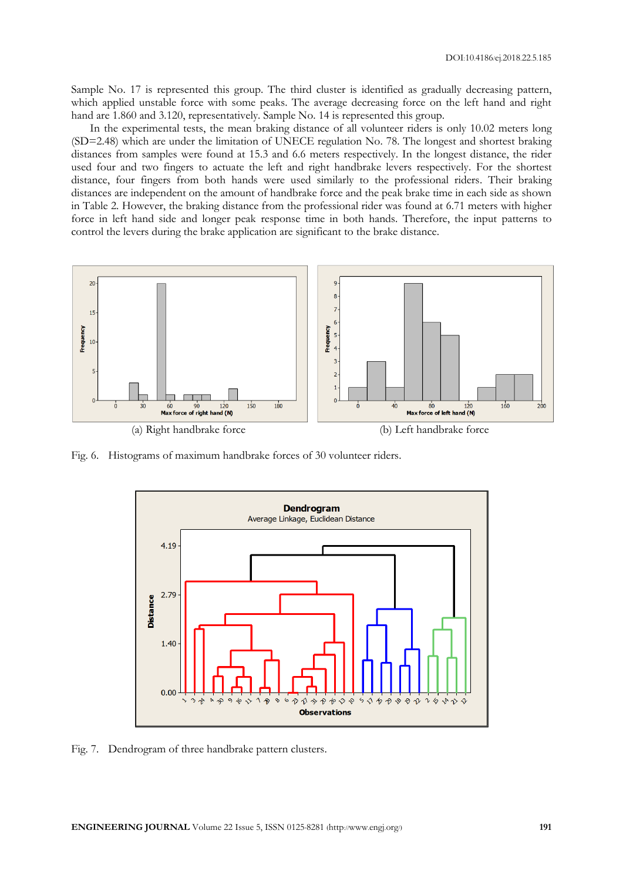Sample No. 17 is represented this group. The third cluster is identified as gradually decreasing pattern, which applied unstable force with some peaks. The average decreasing force on the left hand and right hand are 1.860 and 3.120, representatively. Sample No. 14 is represented this group.

In the experimental tests, the mean braking distance of all volunteer riders is only 10.02 meters long (SD=2.48) which are under the limitation of UNECE regulation No. 78. The longest and shortest braking distances from samples were found at 15.3 and 6.6 meters respectively. In the longest distance, the rider used four and two fingers to actuate the left and right handbrake levers respectively. For the shortest distance, four fingers from both hands were used similarly to the professional riders. Their braking distances are independent on the amount of handbrake force and the peak brake time in each side as shown in Table 2. However, the braking distance from the professional rider was found at 6.71 meters with higher force in left hand side and longer peak response time in both hands. Therefore, the input patterns to control the levers during the brake application are significant to the brake distance.

(a) Right handbrake force

(b) Left handbrake force

Fig. 6. Histograms of maximum handbrake forces of 30 volunteer riders.

Fig. 7. Dendrogram of three handbrake pattern clusters.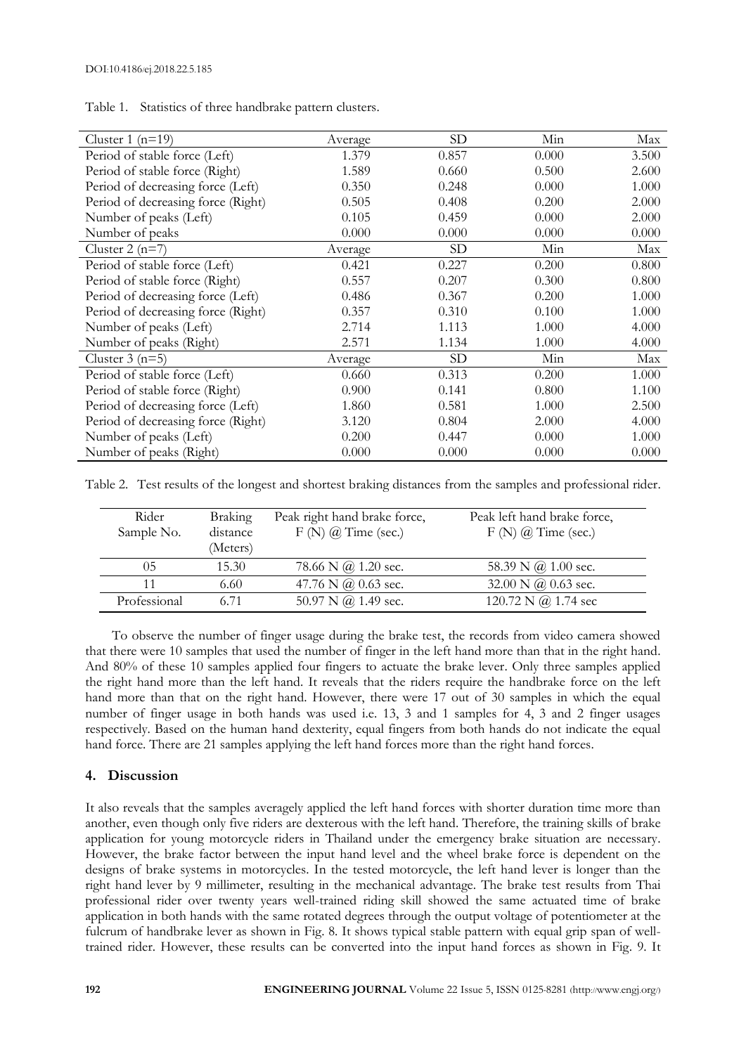Table 1. Statistics of three handbrake pattern clusters.

| Cluster 1 (n=19) | Average | SD | Min | Max |
|---|---|---|---|---|
| Period of stable force (Left) | 1.379 | 0.857 | 0.000 | 3.500 |
| Period of stable force (Right) | 1.589 | 0.660 | 0.500 | 2.600 |
| Period of decreasing force (Left) | 0.350 | 0.248 | 0.000 | 1.000 |
| Period of decreasing force (Right) | 0.505 | 0.408 | 0.200 | 2.000 |
| Number of peaks (Left) | 0.105 | 0.459 | 0.000 | 2.000 |
| Number of peaks | 0.000 | 0.000 | 0.000 | 0.000 |
| **Cluster 2 (n=7)** | **Average** | **SD** | **Min** | **Max** |
| Period of stable force (Left) | 0.421 | 0.227 | 0.200 | 0.800 |
| Period of stable force (Right) | 0.557 | 0.207 | 0.300 | 0.800 |
| Period of decreasing force (Left) | 0.486 | 0.367 | 0.200 | 1.000 |
| Period of decreasing force (Right) | 0.357 | 0.310 | 0.100 | 1.000 |
| Number of peaks (Left) | 2.714 | 1.113 | 1.000 | 4.000 |
| Number of peaks (Right) | 2.571 | 1.134 | 1.000 | 4.000 |
| **Cluster 3 (n=5)** | **Average** | **SD** | **Min** | **Max** |
| Period of stable force (Left) | 0.660 | 0.313 | 0.200 | 1.000 |
| Period of stable force (Right) | 0.900 | 0.141 | 0.800 | 1.100 |
| Period of decreasing force (Left) | 1.860 | 0.581 | 1.000 | 2.500 |
| Period of decreasing force (Right) | 3.120 | 0.804 | 2.000 | 4.000 |
| Number of peaks (Left) | 0.200 | 0.447 | 0.000 | 1.000 |
| Number of peaks (Right) | 0.000 | 0.000 | 0.000 | 0.000 |

Table 2. Test results of the longest and shortest braking distances from the samples and professional rider.

| Rider Sample No. | Braking distance (Meters) | Peak right hand brake force, F (N) @ Time (sec.) | Peak left hand brake force, F (N) @ Time (sec.) |
|---|---|---|---|
| 05 | 15.30 | 78.66 N @ 1.20 sec. | 58.39 N @ 1.00 sec. |
| 11 | 6.60 | 47.76 N @ 0.63 sec. | 32.00 N @ 0.63 sec. |
| Professional | 6.71 | 50.97 N @ 1.49 sec. | 120.72 N @ 1.74 sec |

To observe the number of finger usage during the brake test, the records from video camera showed that there were 10 samples that used the number of finger in the left hand more than that in the right hand. And 80% of these 10 samples applied four fingers to actuate the brake lever. Only three samples applied the right hand more than the left hand. It reveals that the riders require the handbrake force on the left hand more than that on the right hand. However, there were 17 out of 30 samples in which the equal number of finger usage in both hands was used i.e. 13, 3 and 1 samples for 4, 3 and 2 finger usages respectively. Based on the human hand dexterity, equal fingers from both hands do not indicate the equal hand force. There are 21 samples applying the left hand forces more than the right hand forces.

## 4. Discussion

It also reveals that the samples averagely applied the left hand forces with shorter duration time more than another, even though only five riders are dexterous with the left hand. Therefore, the training skills of brake application for young motorcycle riders in Thailand under the emergency brake situation are necessary. However, the brake factor between the input hand level and the wheel brake force is dependent on the designs of brake systems in motorcycles. In the tested motorcycle, the left hand lever is longer than the right hand lever by 9 millimeter, resulting in the mechanical advantage. The brake test results from Thai professional rider over twenty years well-trained riding skill showed the same actuated time of brake application in both hands with the same rotated degrees through the output voltage of potentiometer at the fulcrum of handbrake lever as shown in Fig. 8. It shows typical stable pattern with equal grip span of well-trained rider. However, these results can be converted into the input hand forces as shown in Fig. 9. It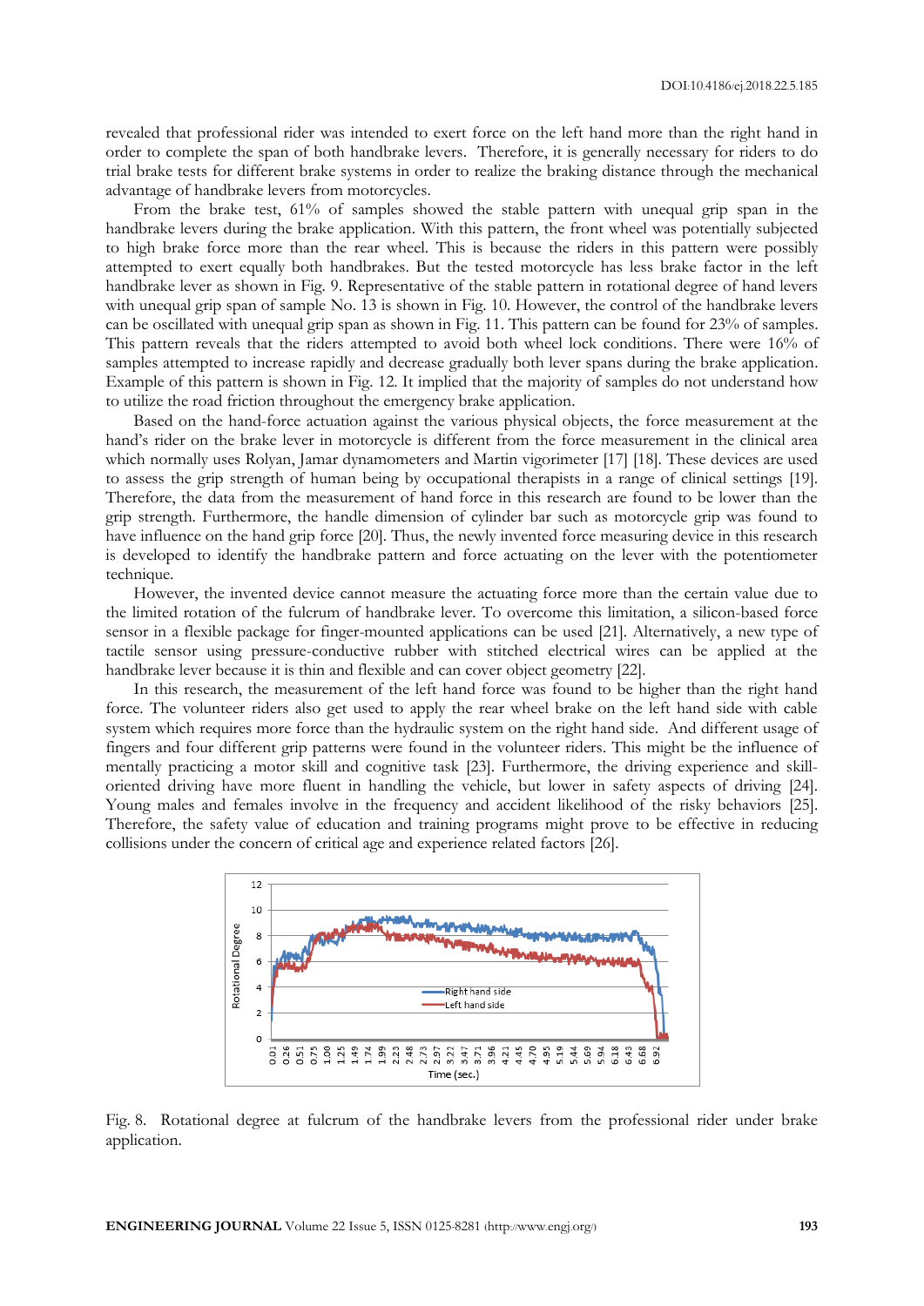revealed that professional rider was intended to exert force on the left hand more than the right hand in order to complete the span of both handbrake levers. Therefore, it is generally necessary for riders to do trial brake tests for different brake systems in order to realize the braking distance through the mechanical advantage of handbrake levers from motorcycles.

From the brake test, 61% of samples showed the stable pattern with unequal grip span in the handbrake levers during the brake application. With this pattern, the front wheel was potentially subjected to high brake force more than the rear wheel. This is because the riders in this pattern were possibly attempted to exert equally both handbrakes. But the tested motorcycle has less brake factor in the left handbrake lever as shown in Fig. 9. Representative of the stable pattern in rotational degree of hand levers with unequal grip span of sample No. 13 is shown in Fig. 10. However, the control of the handbrake levers can be oscillated with unequal grip span as shown in Fig. 11. This pattern can be found for 23% of samples. This pattern reveals that the riders attempted to avoid both wheel lock conditions. There were 16% of samples attempted to increase rapidly and decrease gradually both lever spans during the brake application. Example of this pattern is shown in Fig. 12. It implied that the majority of samples do not understand how to utilize the road friction throughout the emergency brake application.

Based on the hand-force actuation against the various physical objects, the force measurement at the hand's rider on the brake lever in motorcycle is different from the force measurement in the clinical area which normally uses Rolyan, Jamar dynamometers and Martin vigorimeter [17] [18]. These devices are used to assess the grip strength of human being by occupational therapists in a range of clinical settings [19]. Therefore, the data from the measurement of hand force in this research are found to be lower than the grip strength. Furthermore, the handle dimension of cylinder bar such as motorcycle grip was found to have influence on the hand grip force [20]. Thus, the newly invented force measuring device in this research is developed to identify the handbrake pattern and force actuating on the lever with the potentiometer technique.

However, the invented device cannot measure the actuating force more than the certain value due to the limited rotation of the fulcrum of handbrake lever. To overcome this limitation, a silicon-based force sensor in a flexible package for finger-mounted applications can be used [21]. Alternatively, a new type of tactile sensor using pressure-conductive rubber with stitched electrical wires can be applied at the handbrake lever because it is thin and flexible and can cover object geometry [22].

In this research, the measurement of the left hand force was found to be higher than the right hand force. The volunteer riders also get used to apply the rear wheel brake on the left hand side with cable system which requires more force than the hydraulic system on the right hand side. And different usage of fingers and four different grip patterns were found in the volunteer riders. This might be the influence of mentally practicing a motor skill and cognitive task [23]. Furthermore, the driving experience and skill-oriented driving have more fluent in handling the vehicle, but lower in safety aspects of driving [24]. Young males and females involve in the frequency and accident likelihood of the risky behaviors [25]. Therefore, the safety value of education and training programs might prove to be effective in reducing collisions under the concern of critical age and experience related factors [26].

Fig. 8. Rotational degree at fulcrum of the handbrake levers from the professional rider under brake application.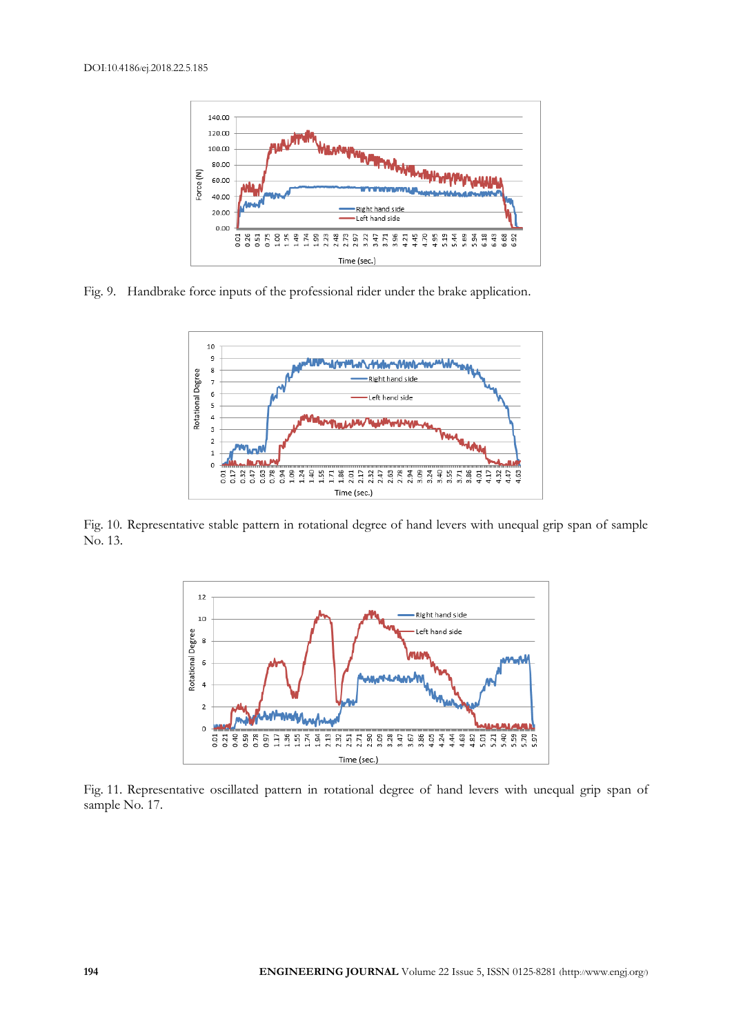Fig. 9. Handbrake force inputs of the professional rider under the brake application.

Fig. 10. Representative stable pattern in rotational degree of hand levers with unequal grip span of sample No. 13.

Fig. 11. Representative oscillated pattern in rotational degree of hand levers with unequal grip span of sample No. 17.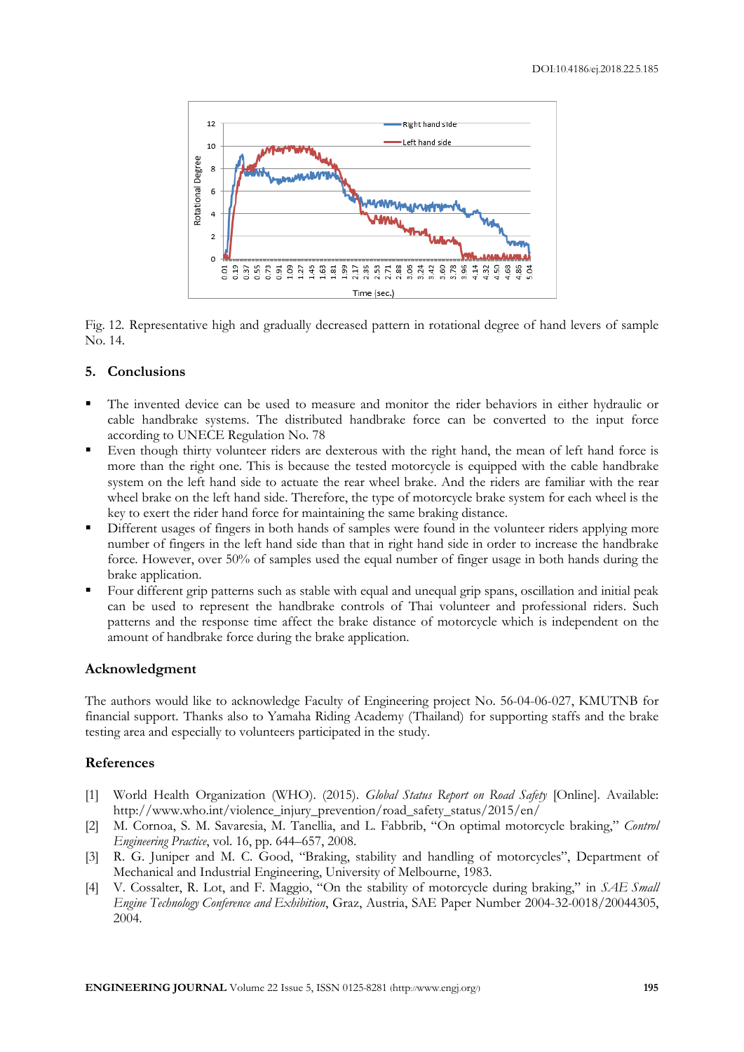Fig. 12. Representative high and gradually decreased pattern in rotational degree of hand levers of sample No. 14.

## 5. Conclusions

- The invented device can be used to measure and monitor the rider behaviors in either hydraulic or cable handbrake systems. The distributed handbrake force can be converted to the input force according to UNECE Regulation No. 78
- Even though thirty volunteer riders are dexterous with the right hand, the mean of left hand force is more than the right one. This is because the tested motorcycle is equipped with the cable handbrake system on the left hand side to actuate the rear wheel brake. And the riders are familiar with the rear wheel brake on the left hand side. Therefore, the type of motorcycle brake system for each wheel is the key to exert the rider hand force for maintaining the same braking distance.
- Different usages of fingers in both hands of samples were found in the volunteer riders applying more number of fingers in the left hand side than that in right hand side in order to increase the handbrake force. However, over 50% of samples used the equal number of finger usage in both hands during the brake application.
- Four different grip patterns such as stable with equal and unequal grip spans, oscillation and initial peak can be used to represent the handbrake controls of Thai volunteer and professional riders. Such patterns and the response time affect the brake distance of motorcycle which is independent on the amount of handbrake force during the brake application.

## Acknowledgment

The authors would like to acknowledge Faculty of Engineering project No. 56-04-06-027, KMUTNB for financial support. Thanks also to Yamaha Riding Academy (Thailand) for supporting staffs and the brake testing area and especially to volunteers participated in the study.

## References

[1] World Health Organization (WHO). (2015). *Global Status Report on Road Safety* [Online]. Available: http://www.who.int/violence_injury_prevention/road_safety_status/2015/en/

[2] M. Cornoa, S. M. Savaresia, M. Tanellia, and L. Fabbrib, "On optimal motorcycle braking," *Control Engineering Practice*, vol. 16, pp. 644–657, 2008.

[3] R. G. Juniper and M. C. Good, "Braking, stability and handling of motorcycles", Department of Mechanical and Industrial Engineering, University of Melbourne, 1983.

[4] V. Cossalter, R. Lot, and F. Maggio, "On the stability of motorcycle during braking," in *SAE Small Engine Technology Conference and Exhibition*, Graz, Austria, SAE Paper Number 2004-32-0018/20044305, 2004.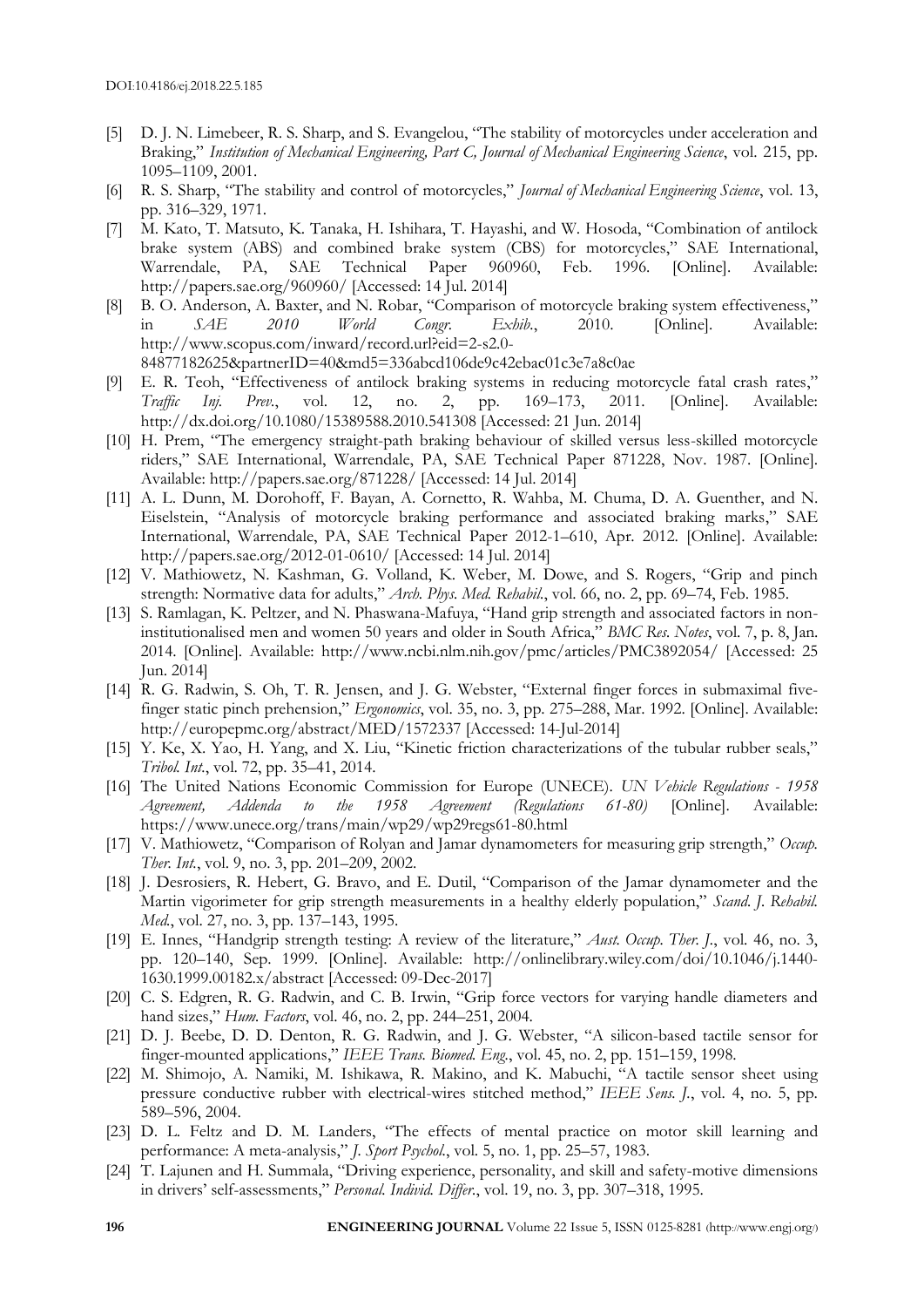[5] D. J. N. Limebeer, R. S. Sharp, and S. Evangelou, "The stability of motorcycles under acceleration and Braking," *Institution of Mechanical Engineering, Part C, Journal of Mechanical Engineering Science*, vol. 215, pp. 1095–1109, 2001.

[6] R. S. Sharp, "The stability and control of motorcycles," *Journal of Mechanical Engineering Science*, vol. 13, pp. 316–329, 1971.

[7] M. Kato, T. Matsuto, K. Tanaka, H. Ishihara, T. Hayashi, and W. Hosoda, "Combination of antilock brake system (ABS) and combined brake system (CBS) for motorcycles," SAE International, Warrendale, PA, SAE Technical Paper 960960, Feb. 1996. [Online]. Available: http://papers.sae.org/960960/ [Accessed: 14 Jul. 2014]

[8] B. O. Anderson, A. Baxter, and N. Robar, "Comparison of motorcycle braking system effectiveness," in *SAE 2010 World Congr. Exhib.*, 2010. [Online]. Available: http://www.scopus.com/inward/record.url?eid=2-s2.0-84877182625&partnerID=40&md5=336abcd106de9c42ebac01c3e7a8c0ae

[9] E. R. Teoh, "Effectiveness of antilock braking systems in reducing motorcycle fatal crash rates," *Traffic Inj. Prev.*, vol. 12, no. 2, pp. 169–173, 2011. [Online]. Available: http://dx.doi.org/10.1080/15389588.2010.541308 [Accessed: 21 Jun. 2014]

[10] H. Prem, "The emergency straight-path braking behaviour of skilled versus less-skilled motorcycle riders," SAE International, Warrendale, PA, SAE Technical Paper 871228, Nov. 1987. [Online]. Available: http://papers.sae.org/871228/ [Accessed: 14 Jul. 2014]

[11] A. L. Dunn, M. Dorohoff, F. Bayan, A. Cornetto, R. Wahba, M. Chuma, D. A. Guenther, and N. Eiselstein, "Analysis of motorcycle braking performance and associated braking marks," SAE International, Warrendale, PA, SAE Technical Paper 2012-1–610, Apr. 2012. [Online]. Available: http://papers.sae.org/2012-01-0610/ [Accessed: 14 Jul. 2014]

[12] V. Mathiowetz, N. Kashman, G. Volland, K. Weber, M. Dowe, and S. Rogers, "Grip and pinch strength: Normative data for adults," *Arch. Phys. Med. Rehabil.*, vol. 66, no. 2, pp. 69–74, Feb. 1985.

[13] S. Ramlagan, K. Peltzer, and N. Phaswana-Mafuya, "Hand grip strength and associated factors in non-institutionalised men and women 50 years and older in South Africa," *BMC Res. Notes*, vol. 7, p. 8, Jan. 2014. [Online]. Available: http://www.ncbi.nlm.nih.gov/pmc/articles/PMC3892054/ [Accessed: 25 Jun. 2014]

[14] R. G. Radwin, S. Oh, T. R. Jensen, and J. G. Webster, "External finger forces in submaximal five-finger static pinch prehension," *Ergonomics*, vol. 35, no. 3, pp. 275–288, Mar. 1992. [Online]. Available: http://europepmc.org/abstract/MED/1572337 [Accessed: 14-Jul-2014]

[15] Y. Ke, X. Yao, H. Yang, and X. Liu, "Kinetic friction characterizations of the tubular rubber seals," *Tribol. Int.*, vol. 72, pp. 35–41, 2014.

[16] The United Nations Economic Commission for Europe (UNECE). *UN Vehicle Regulations - 1958 Agreement, Addenda to the 1958 Agreement (Regulations 61-80)* [Online]. Available: https://www.unece.org/trans/main/wp29/wp29regs61-80.html

[17] V. Mathiowetz, "Comparison of Rolyan and Jamar dynamometers for measuring grip strength," *Occup. Ther. Int.*, vol. 9, no. 3, pp. 201–209, 2002.

[18] J. Desrosiers, R. Hebert, G. Bravo, and E. Dutil, "Comparison of the Jamar dynamometer and the Martin vigorimeter for grip strength measurements in a healthy elderly population," *Scand. J. Rehabil. Med.*, vol. 27, no. 3, pp. 137–143, 1995.

[19] E. Innes, "Handgrip strength testing: A review of the literature," *Aust. Occup. Ther. J.*, vol. 46, no. 3, pp. 120–140, Sep. 1999. [Online]. Available: http://onlinelibrary.wiley.com/doi/10.1046/j.1440-1630.1999.00182.x/abstract [Accessed: 09-Dec-2017]

[20] C. S. Edgren, R. G. Radwin, and C. B. Irwin, "Grip force vectors for varying handle diameters and hand sizes," *Hum. Factors*, vol. 46, no. 2, pp. 244–251, 2004.

[21] D. J. Beebe, D. D. Denton, R. G. Radwin, and J. G. Webster, "A silicon-based tactile sensor for finger-mounted applications," *IEEE Trans. Biomed. Eng.*, vol. 45, no. 2, pp. 151–159, 1998.

[22] M. Shimojo, A. Namiki, M. Ishikawa, R. Makino, and K. Mabuchi, "A tactile sensor sheet using pressure conductive rubber with electrical-wires stitched method," *IEEE Sens. J.*, vol. 4, no. 5, pp. 589–596, 2004.

[23] D. L. Feltz and D. M. Landers, "The effects of mental practice on motor skill learning and performance: A meta-analysis," *J. Sport Psychol.*, vol. 5, no. 1, pp. 25–57, 1983.

[24] T. Lajunen and H. Summala, "Driving experience, personality, and skill and safety-motive dimensions in drivers' self-assessments," *Personal. Individ. Differ.*, vol. 19, no. 3, pp. 307–318, 1995.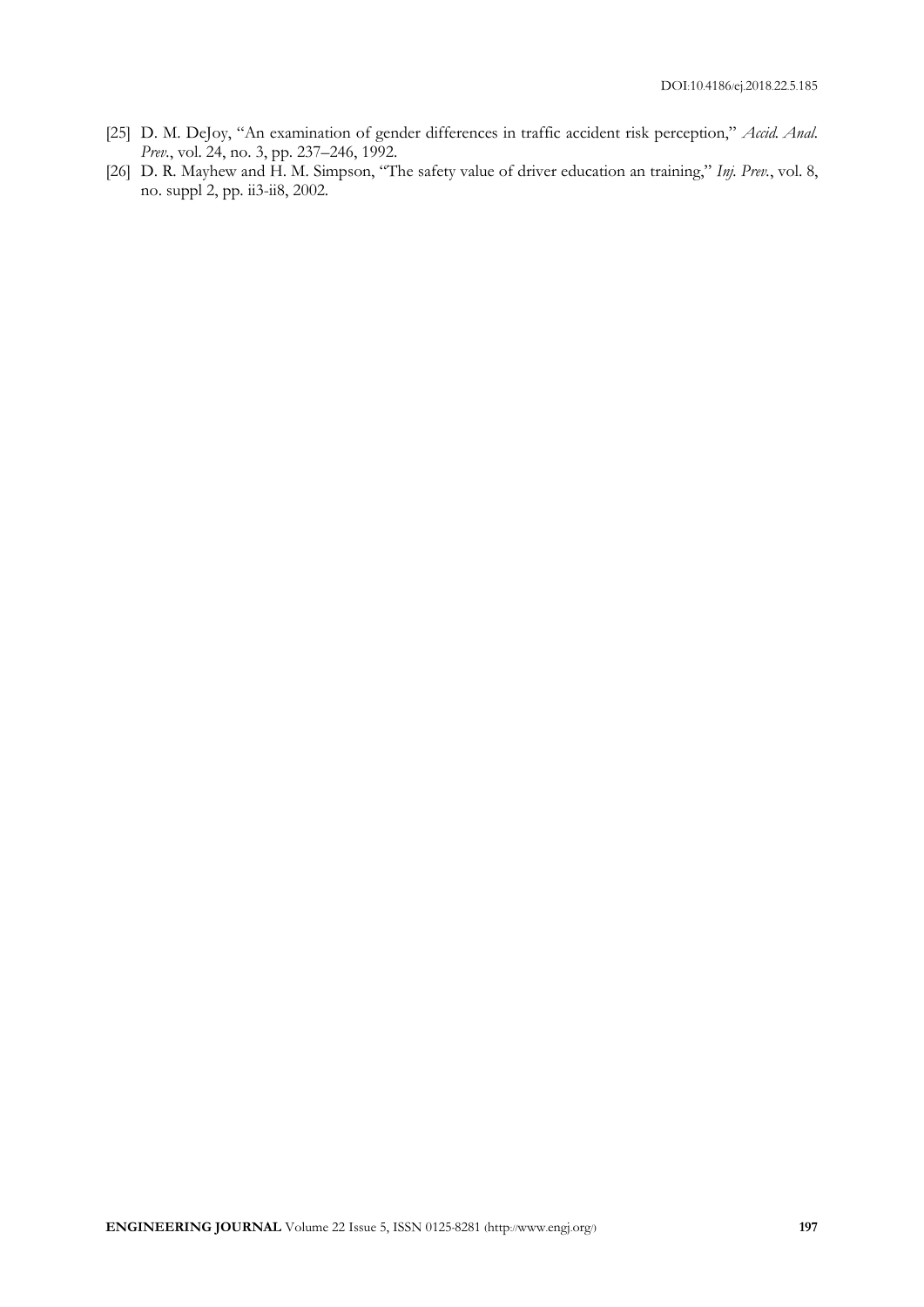[25] D. M. DeJoy, "An examination of gender differences in traffic accident risk perception," *Accid. Anal. Prev.*, vol. 24, no. 3, pp. 237–246, 1992.

[26] D. R. Mayhew and H. M. Simpson, "The safety value of driver education an training," *Inj. Prev.*, vol. 8, no. suppl 2, pp. ii3-ii8, 2002.